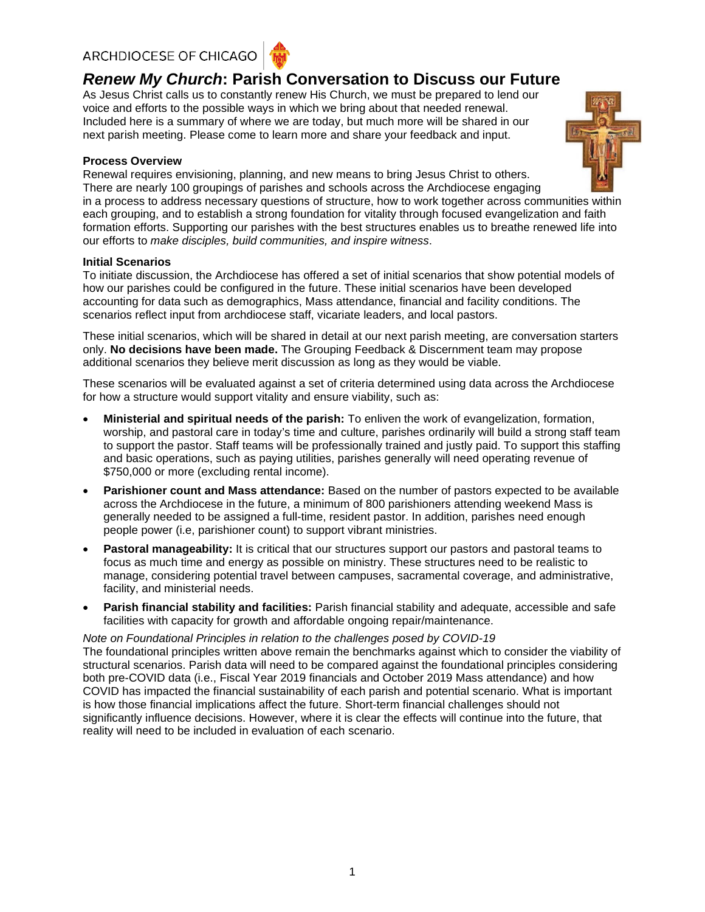ARCHDIOCESE OF CHICAGO

# *Renew My Church*: Parish Conversation to Discuss our Future

As Jesus Christ calls us to constantly renew His Church, we must be prepared to lend our voice and efforts to the possible ways in which we bring about that needed renewal. Included here is a summary of where we are today, but much more will be shared in our next parish meeting. Please come to learn more and share your feedback and input.

**Process Overview**

Renewal requires envisioning, planning, and new means to bring Jesus Christ to others. There are nearly 100 groupings of parishes and schools across the Archdiocese engaging in a process to address necessary questions of structure, how to work together across communities within each grouping, and to establish a strong foundation for vitality through focused evangelization and faith formation efforts. Supporting our parishes with the best structures enables us to breathe renewed life into our efforts to *make disciples, build communities, and inspire witness*.

**Initial Scenarios**

To initiate discussion, the Archdiocese has offered a set of initial scenarios that show potential models of how our parishes could be configured in the future. These initial scenarios have been developed accounting for data such as demographics, Mass attendance, financial and facility conditions. The scenarios reflect input from archdiocese staff, vicariate leaders, and local pastors.

These initial scenarios, which will be shared in detail at our next parish meeting, are conversation starters only. **No decisions have been made.** The Grouping Feedback & Discernment team may propose additional scenarios they believe merit discussion as long as they would be viable.

These scenarios will be evaluated against a set of criteria determined using data across the Archdiocese for how a structure would support vitality and ensure viability, such as:

- **Ministerial and spiritual needs of the parish:** To enliven the work of evangelization, formation, worship, and pastoral care in today's time and culture, parishes ordinarily will build a strong staff team to support the pastor. Staff teams will be professionally trained and justly paid. To support this staffing and basic operations, such as paying utilities, parishes generally will need operating revenue of $750,000 or more (excluding rental income).
- **Parishioner count and Mass attendance:** Based on the number of pastors expected to be available across the Archdiocese in the future, a minimum of 800 parishioners attending weekend Mass is generally needed to be assigned a full-time, resident pastor. In addition, parishes need enough people power (i.e, parishioner count) to support vibrant ministries.
- **Pastoral manageability:** It is critical that our structures support our pastors and pastoral teams to focus as much time and energy as possible on ministry. These structures need to be realistic to manage, considering potential travel between campuses, sacramental coverage, and administrative, facility, and ministerial needs.
- **Parish financial stability and facilities:** Parish financial stability and adequate, accessible and safe facilities with capacity for growth and affordable ongoing repair/maintenance.

*Note on Foundational Principles in relation to the challenges posed by COVID-19*

The foundational principles written above remain the benchmarks against which to consider the viability of structural scenarios. Parish data will need to be compared against the foundational principles considering both pre-COVID data (i.e., Fiscal Year 2019 financials and October 2019 Mass attendance) and how COVID has impacted the financial sustainability of each parish and potential scenario. What is important is how those financial implications affect the future. Short-term financial challenges should not significantly influence decisions. However, where it is clear the effects will continue into the future, that reality will need to be included in evaluation of each scenario.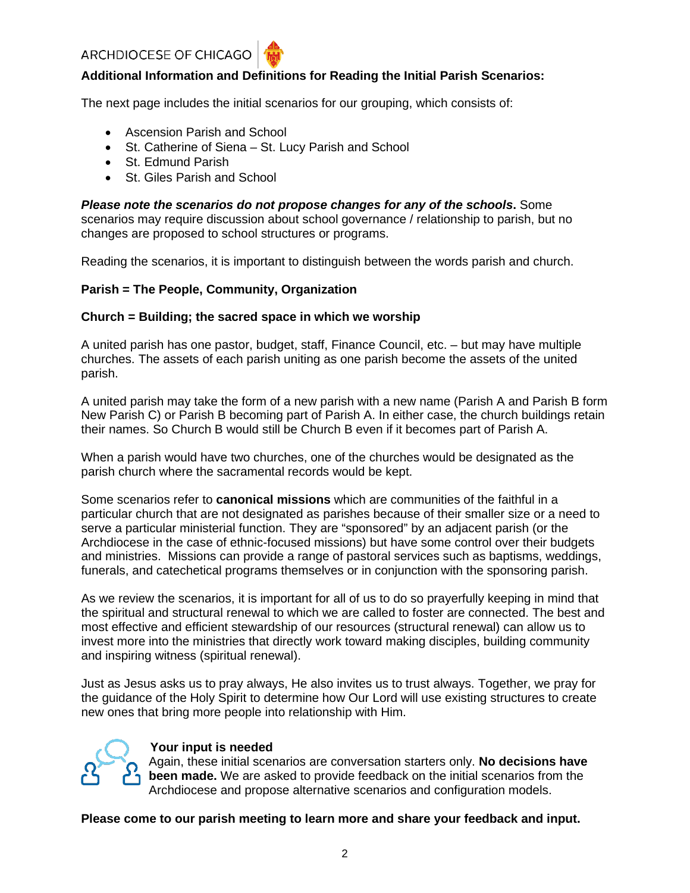ARCHDIOCESE OF CHICAGO

## Additional Information and Definitions for Reading the Initial Parish Scenarios:

The next page includes the initial scenarios for our grouping, which consists of:

- Ascension Parish and School
- St. Catherine of Siena – St. Lucy Parish and School
- St. Edmund Parish
- St. Giles Parish and School

***Please note the scenarios do not propose changes for any of the schools*.** Some scenarios may require discussion about school governance / relationship to parish, but no changes are proposed to school structures or programs.

Reading the scenarios, it is important to distinguish between the words parish and church.

**Parish = The People, Community, Organization**

**Church = Building; the sacred space in which we worship**

A united parish has one pastor, budget, staff, Finance Council, etc. – but may have multiple churches. The assets of each parish uniting as one parish become the assets of the united parish.

A united parish may take the form of a new parish with a new name (Parish A and Parish B form New Parish C) or Parish B becoming part of Parish A. In either case, the church buildings retain their names. So Church B would still be Church B even if it becomes part of Parish A.

When a parish would have two churches, one of the churches would be designated as the parish church where the sacramental records would be kept.

Some scenarios refer to **canonical missions** which are communities of the faithful in a particular church that are not designated as parishes because of their smaller size or a need to serve a particular ministerial function. They are "sponsored" by an adjacent parish (or the Archdiocese in the case of ethnic-focused missions) but have some control over their budgets and ministries. Missions can provide a range of pastoral services such as baptisms, weddings, funerals, and catechetical programs themselves or in conjunction with the sponsoring parish.

As we review the scenarios, it is important for all of us to do so prayerfully keeping in mind that the spiritual and structural renewal to which we are called to foster are connected. The best and most effective and efficient stewardship of our resources (structural renewal) can allow us to invest more into the ministries that directly work toward making disciples, building community and inspiring witness (spiritual renewal).

Just as Jesus asks us to pray always, He also invites us to trust always. Together, we pray for the guidance of the Holy Spirit to determine how Our Lord will use existing structures to create new ones that bring more people into relationship with Him.

**Your input is needed**

Again, these initial scenarios are conversation starters only. **No decisions have been made.** We are asked to provide feedback on the initial scenarios from the Archdiocese and propose alternative scenarios and configuration models.

**Please come to our parish meeting to learn more and share your feedback and input.**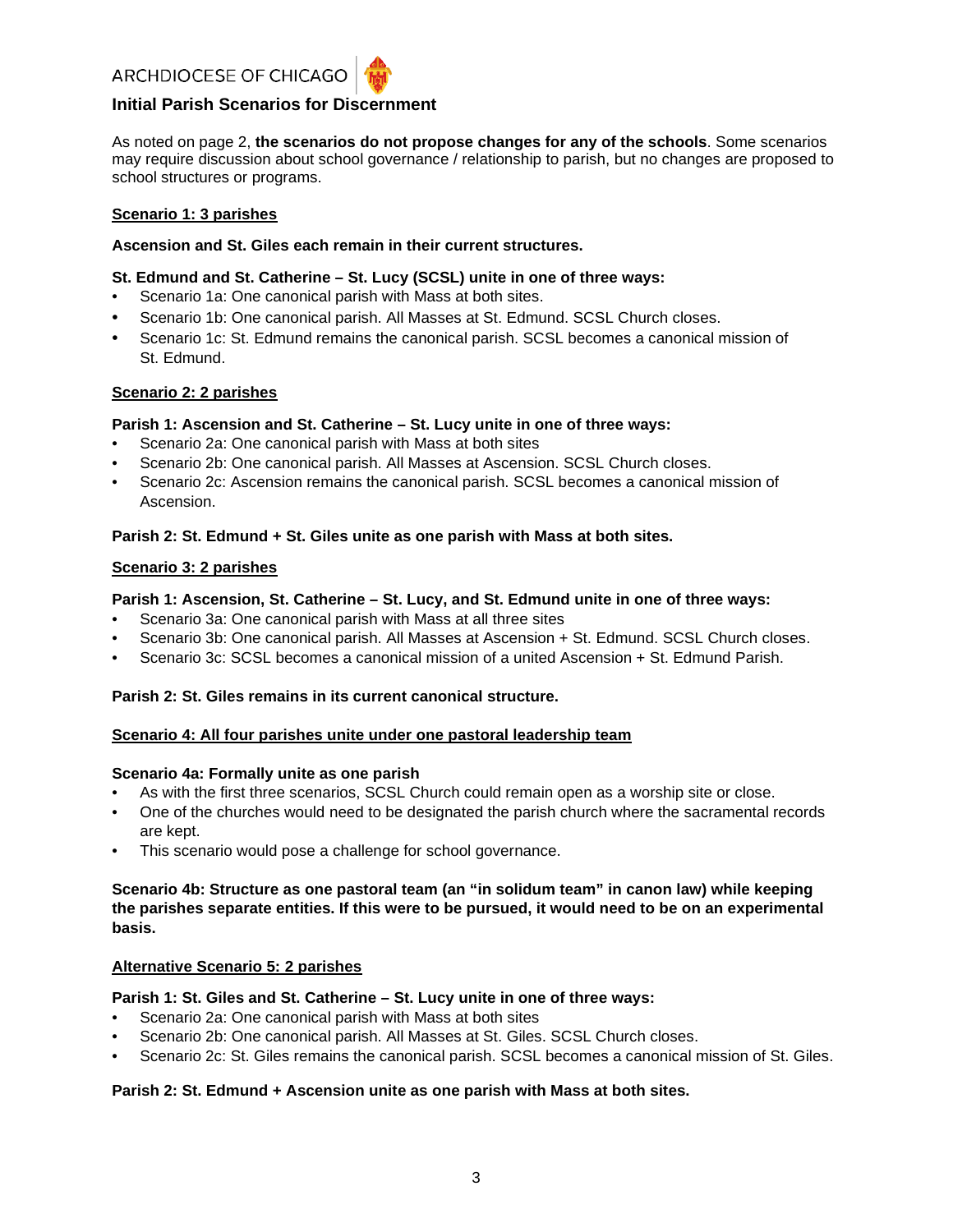ARCHDIOCESE OF CHICAGO

## Initial Parish Scenarios for Discernment

As noted on page 2, **the scenarios do not propose changes for any of the schools**. Some scenarios may require discussion about school governance / relationship to parish, but no changes are proposed to school structures or programs.

### Scenario 1: 3 parishes

**Ascension and St. Giles each remain in their current structures.**

**St. Edmund and St. Catherine – St. Lucy (SCSL) unite in one of three ways:**

- Scenario 1a: One canonical parish with Mass at both sites.
- Scenario 1b: One canonical parish. All Masses at St. Edmund. SCSL Church closes.
- Scenario 1c: St. Edmund remains the canonical parish. SCSL becomes a canonical mission of St. Edmund.

### Scenario 2: 2 parishes

**Parish 1: Ascension and St. Catherine – St. Lucy unite in one of three ways:**

- Scenario 2a: One canonical parish with Mass at both sites
- Scenario 2b: One canonical parish. All Masses at Ascension. SCSL Church closes.
- Scenario 2c: Ascension remains the canonical parish. SCSL becomes a canonical mission of Ascension.

**Parish 2: St. Edmund + St. Giles unite as one parish with Mass at both sites.**

### Scenario 3: 2 parishes

**Parish 1: Ascension, St. Catherine – St. Lucy, and St. Edmund unite in one of three ways:**

- Scenario 3a: One canonical parish with Mass at all three sites
- Scenario 3b: One canonical parish. All Masses at Ascension + St. Edmund. SCSL Church closes.
- Scenario 3c: SCSL becomes a canonical mission of a united Ascension + St. Edmund Parish.

**Parish 2: St. Giles remains in its current canonical structure.**

### Scenario 4: All four parishes unite under one pastoral leadership team

**Scenario 4a: Formally unite as one parish**

- As with the first three scenarios, SCSL Church could remain open as a worship site or close.
- One of the churches would need to be designated the parish church where the sacramental records are kept.
- This scenario would pose a challenge for school governance.

**Scenario 4b: Structure as one pastoral team (an "in solidum team" in canon law) while keeping the parishes separate entities. If this were to be pursued, it would need to be on an experimental basis.**

### Alternative Scenario 5: 2 parishes

**Parish 1: St. Giles and St. Catherine – St. Lucy unite in one of three ways:**

- Scenario 2a: One canonical parish with Mass at both sites
- Scenario 2b: One canonical parish. All Masses at St. Giles. SCSL Church closes.
- Scenario 2c: St. Giles remains the canonical parish. SCSL becomes a canonical mission of St. Giles.

**Parish 2: St. Edmund + Ascension unite as one parish with Mass at both sites.**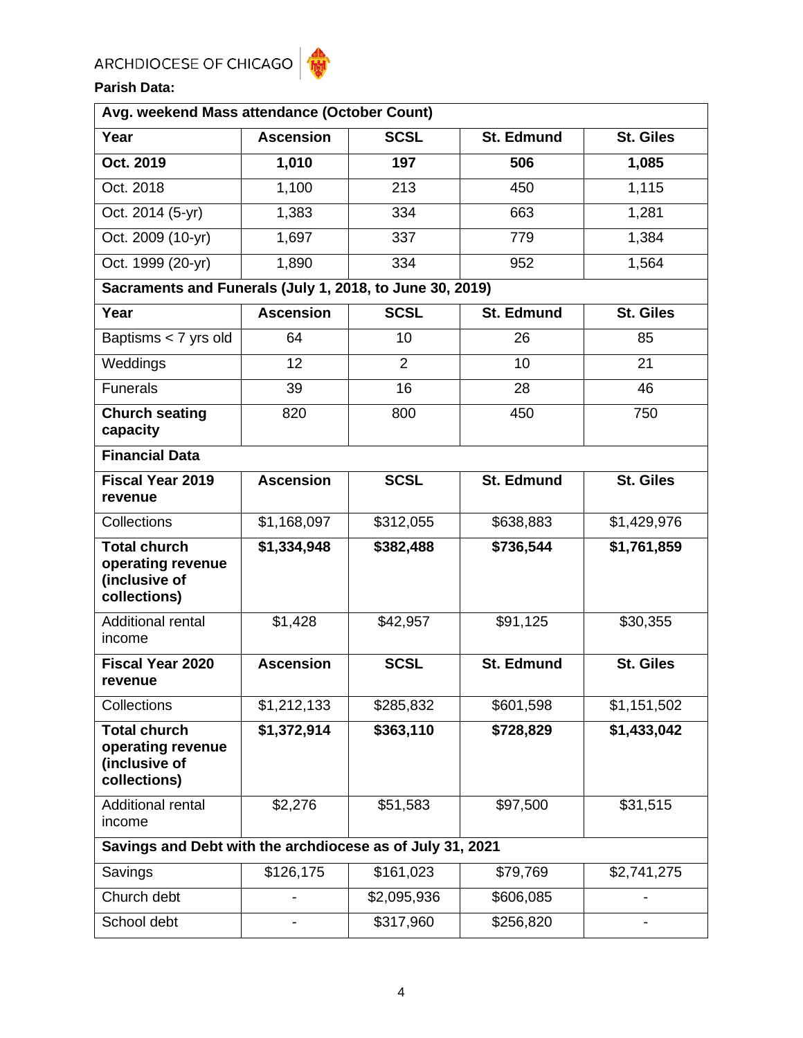ARCHDIOCESE OF CHICAGO

**Parish Data:**

| **Avg. weekend Mass attendance (October Count)** | | | | |
|---|---|---|---|---|
| **Year** | **Ascension** | **SCSL** | **St. Edmund** | **St. Giles** |
| **Oct. 2019** | **1,010** | **197** | **506** | **1,085** |
| Oct. 2018 | 1,100 | 213 | 450 | 1,115 |
| Oct. 2014 (5-yr) | 1,383 | 334 | 663 | 1,281 |
| Oct. 2009 (10-yr) | 1,697 | 337 | 779 | 1,384 |
| Oct. 1999 (20-yr) | 1,890 | 334 | 952 | 1,564 |
| **Sacraments and Funerals (July 1, 2018, to June 30, 2019)** | | | | |
| **Year** | **Ascension** | **SCSL** | **St. Edmund** | **St. Giles** |
| Baptisms < 7 yrs old | 64 | 10 | 26 | 85 |
| Weddings | 12 | 2 | 10 | 21 |
| Funerals | 39 | 16 | 28 | 46 |
| **Church seating capacity** | 820 | 800 | 450 | 750 |
| **Financial Data** | | | | |
| **Fiscal Year 2019 revenue** | **Ascension** | **SCSL** | **St. Edmund** | **St. Giles** |
| Collections | $1,168,097 | $312,055 | $638,883 | $1,429,976 |
| **Total church operating revenue (inclusive of collections)** | **$1,334,948** | **$382,488** | **$736,544** | **$1,761,859** |
| Additional rental income | $1,428 | $42,957 | $91,125 | $30,355 |
| **Fiscal Year 2020 revenue** | **Ascension** | **SCSL** | **St. Edmund** | **St. Giles** |
| Collections | $1,212,133 | $285,832 | $601,598 | $1,151,502 |
| **Total church operating revenue (inclusive of collections)** | **$1,372,914** | **$363,110** | **$728,829** | **$1,433,042** |
| Additional rental income | $2,276 | $51,583 | $97,500 | $31,515 |
| **Savings and Debt with the archdiocese as of July 31, 2021** | | | | |
| Savings | $126,175 | $161,023 | $79,769 | $2,741,275 |
| Church debt | - | $2,095,936 | $606,085 | - |
| School debt | - | $317,960 | $256,820 | - |